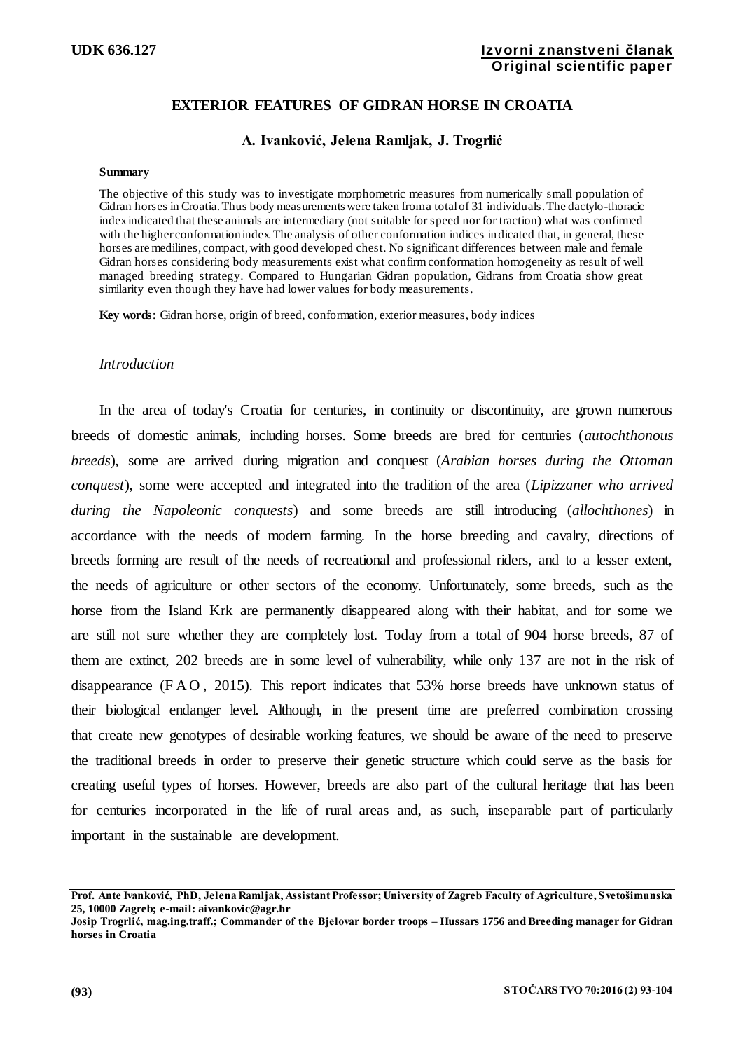UDK 636.127

**Izvorni znanstveni članak**
**Original scientific paper**

# EXTERIOR FEATURES OF GIDRAN HORSE IN CROATIA

**A. Ivanković, Jelena Ramljak, J. Trogrlić**

**Summary**

The objective of this study was to investigate morphometric measures from numerically small population of Gidran horses in Croatia. Thus body measurements were taken from a total of 31 individuals. The dactylo-thoracic index indicated that these animals are intermediary (not suitable for speed nor for traction) what was confirmed with the higher conformation index. The analysis of other conformation indices indicated that, in general, these horses are medilines, compact, with good developed chest. No significant differences between male and female Gidran horses considering body measurements exist what confirm conformation homogeneity as result of well managed breeding strategy. Compared to Hungarian Gidran population, Gidrans from Croatia show great similarity even though they have had lower values for body measurements.

**Key words**: Gidran horse, origin of breed, conformation, exterior measures, body indices

## *Introduction*

In the area of today's Croatia for centuries, in continuity or discontinuity, are grown numerous breeds of domestic animals, including horses. Some breeds are bred for centuries (*autochthonous breeds*), some are arrived during migration and conquest (*Arabian horses during the Ottoman conquest*), some were accepted and integrated into the tradition of the area (*Lipizzaner who arrived during the Napoleonic conquests*) and some breeds are still introducing (*allochthones*) in accordance with the needs of modern farming. In the horse breeding and cavalry, directions of breeds forming are result of the needs of recreational and professional riders, and to a lesser extent, the needs of agriculture or other sectors of the economy. Unfortunately, some breeds, such as the horse from the Island Krk are permanently disappeared along with their habitat, and for some we are still not sure whether they are completely lost. Today from a total of 904 horse breeds, 87 of them are extinct, 202 breeds are in some level of vulnerability, while only 137 are not in the risk of disappearance (F A O , 2015). This report indicates that 53% horse breeds have unknown status of their biological endanger level. Although, in the present time are preferred combination crossing that create new genotypes of desirable working features, we should be aware of the need to preserve the traditional breeds in order to preserve their genetic structure which could serve as the basis for creating useful types of horses. However, breeds are also part of the cultural heritage that has been for centuries incorporated in the life of rural areas and, as such, inseparable part of particularly important in the sustainable are development.

---

**Prof. Ante Ivanković, PhD, Jelena Ramljak, Assistant Professor; University of Zagreb Faculty of Agriculture, Svetošimunska 25, 10000 Zagreb; e-mail: aivankovic@agr.hr**
**Josip Trogrlić, mag.ing.traff.; Commander of the Bjelovar border troops – Hussars 1756 and Breeding manager for Gidran horses in Croatia**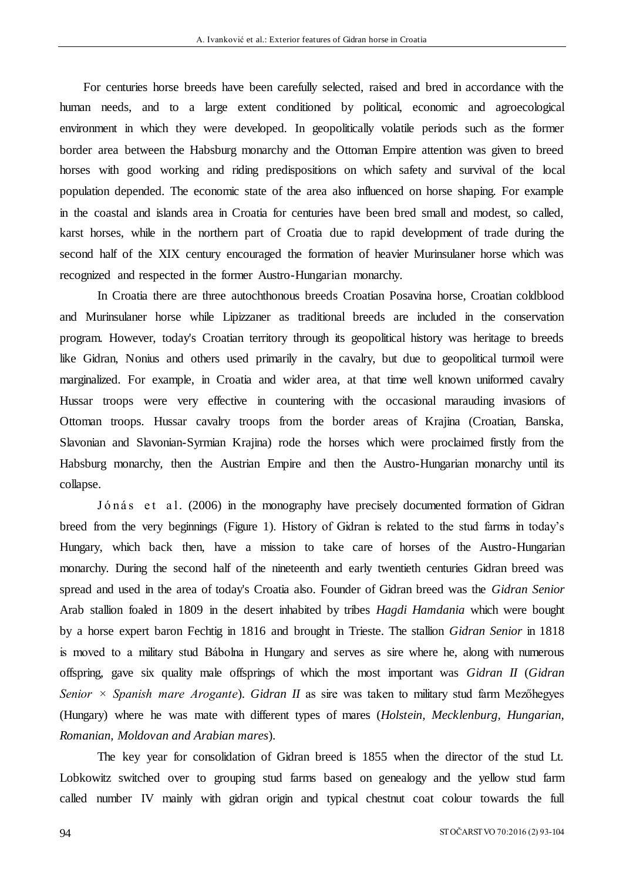For centuries horse breeds have been carefully selected, raised and bred in accordance with the human needs, and to a large extent conditioned by political, economic and agroecological environment in which they were developed. In geopolitically volatile periods such as the former border area between the Habsburg monarchy and the Ottoman Empire attention was given to breed horses with good working and riding predispositions on which safety and survival of the local population depended. The economic state of the area also influenced on horse shaping. For example in the coastal and islands area in Croatia for centuries have been bred small and modest, so called, karst horses, while in the northern part of Croatia due to rapid development of trade during the second half of the XIX century encouraged the formation of heavier Murinsulaner horse which was recognized and respected in the former Austro-Hungarian monarchy.

In Croatia there are three autochthonous breeds Croatian Posavina horse, Croatian coldblood and Murinsulaner horse while Lipizzaner as traditional breeds are included in the conservation program. However, today's Croatian territory through its geopolitical history was heritage to breeds like Gidran, Nonius and others used primarily in the cavalry, but due to geopolitical turmoil were marginalized. For example, in Croatia and wider area, at that time well known uniformed cavalry Hussar troops were very effective in countering with the occasional marauding invasions of Ottoman troops. Hussar cavalry troops from the border areas of Krajina (Croatian, Banska, Slavonian and Slavonian-Syrmian Krajina) rode the horses which were proclaimed firstly from the Habsburg monarchy, then the Austrian Empire and then the Austro-Hungarian monarchy until its collapse.

Jónás et al. (2006) in the monography have precisely documented formation of Gidran breed from the very beginnings (Figure 1). History of Gidran is related to the stud farms in today's Hungary, which back then, have a mission to take care of horses of the Austro-Hungarian monarchy. During the second half of the nineteenth and early twentieth centuries Gidran breed was spread and used in the area of today's Croatia also. Founder of Gidran breed was the *Gidran Senior* Arab stallion foaled in 1809 in the desert inhabited by tribes *Hagdi Hamdania* which were bought by a horse expert baron Fechtig in 1816 and brought in Trieste. The stallion *Gidran Senior* in 1818 is moved to a military stud Bábolna in Hungary and serves as sire where he, along with numerous offspring, gave six quality male offsprings of which the most important was *Gidran II* (*Gidran Senior × Spanish mare Arogante*). *Gidran II* as sire was taken to military stud farm Mezőhegyes (Hungary) where he was mate with different types of mares (*Holstein, Mecklenburg, Hungarian, Romanian, Moldovan and Arabian mares*).

The key year for consolidation of Gidran breed is 1855 when the director of the stud Lt. Lobkowitz switched over to grouping stud farms based on genealogy and the yellow stud farm called number IV mainly with gidran origin and typical chestnut coat colour towards the full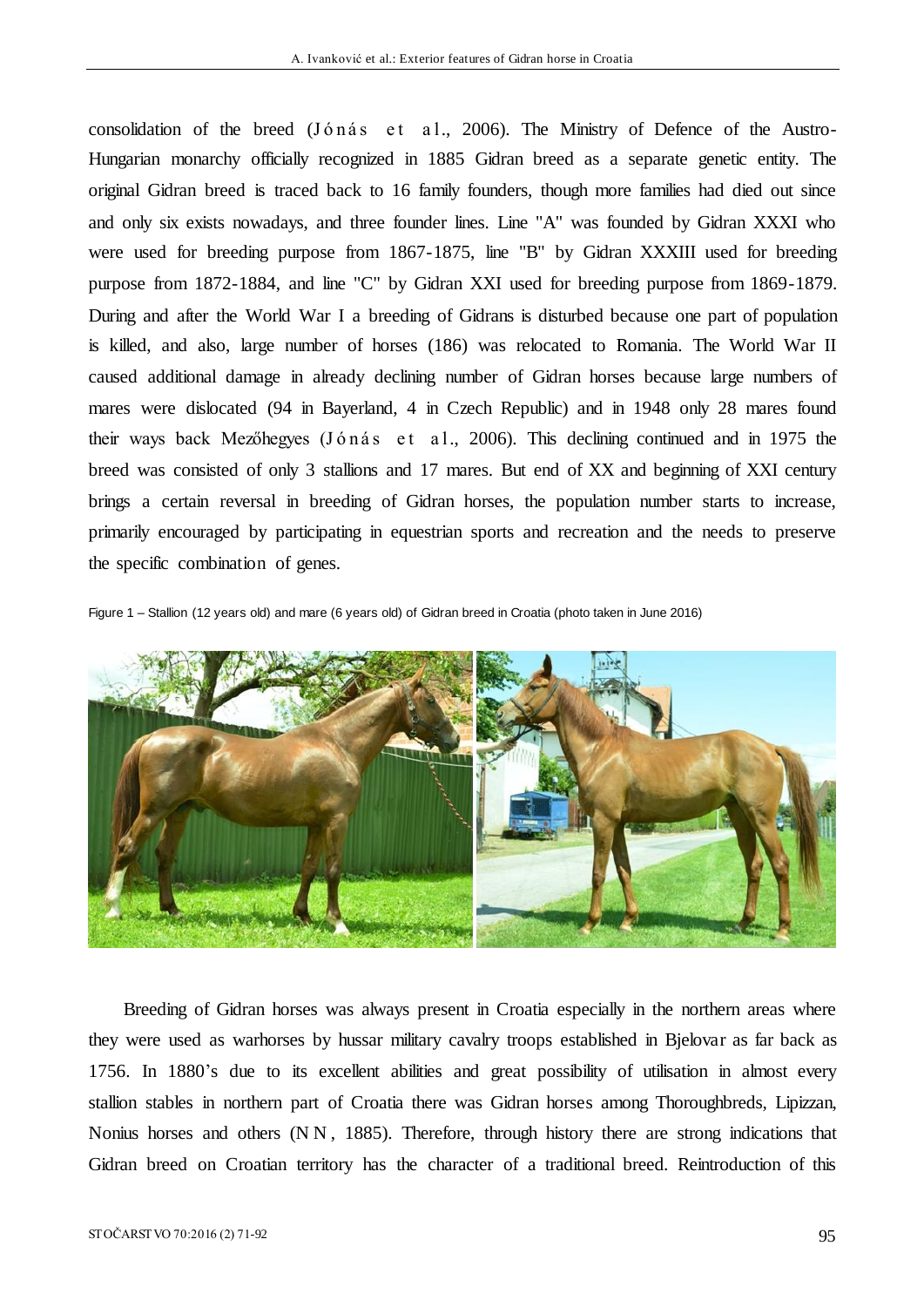consolidation of the breed (Jónás et al., 2006). The Ministry of Defence of the Austro-Hungarian monarchy officially recognized in 1885 Gidran breed as a separate genetic entity. The original Gidran breed is traced back to 16 family founders, though more families had died out since and only six exists nowadays, and three founder lines. Line "A" was founded by Gidran XXXI who were used for breeding purpose from 1867-1875, line "B" by Gidran XXXIII used for breeding purpose from 1872-1884, and line "C" by Gidran XXI used for breeding purpose from 1869-1879. During and after the World War I a breeding of Gidrans is disturbed because one part of population is killed, and also, large number of horses (186) was relocated to Romania. The World War II caused additional damage in already declining number of Gidran horses because large numbers of mares were dislocated (94 in Bayerland, 4 in Czech Republic) and in 1948 only 28 mares found their ways back Mezőhegyes (Jónás et al., 2006). This declining continued and in 1975 the breed was consisted of only 3 stallions and 17 mares. But end of XX and beginning of XXI century brings a certain reversal in breeding of Gidran horses, the population number starts to increase, primarily encouraged by participating in equestrian sports and recreation and the needs to preserve the specific combination of genes.

Figure 1 – Stallion (12 years old) and mare (6 years old) of Gidran breed in Croatia (photo taken in June 2016)

Breeding of Gidran horses was always present in Croatia especially in the northern areas where they were used as warhorses by hussar military cavalry troops established in Bjelovar as far back as 1756. In 1880's due to its excellent abilities and great possibility of utilisation in almost every stallion stables in northern part of Croatia there was Gidran horses among Thoroughbreds, Lipizzan, Nonius horses and others (NN, 1885). Therefore, through history there are strong indications that Gidran breed on Croatian territory has the character of a traditional breed. Reintroduction of this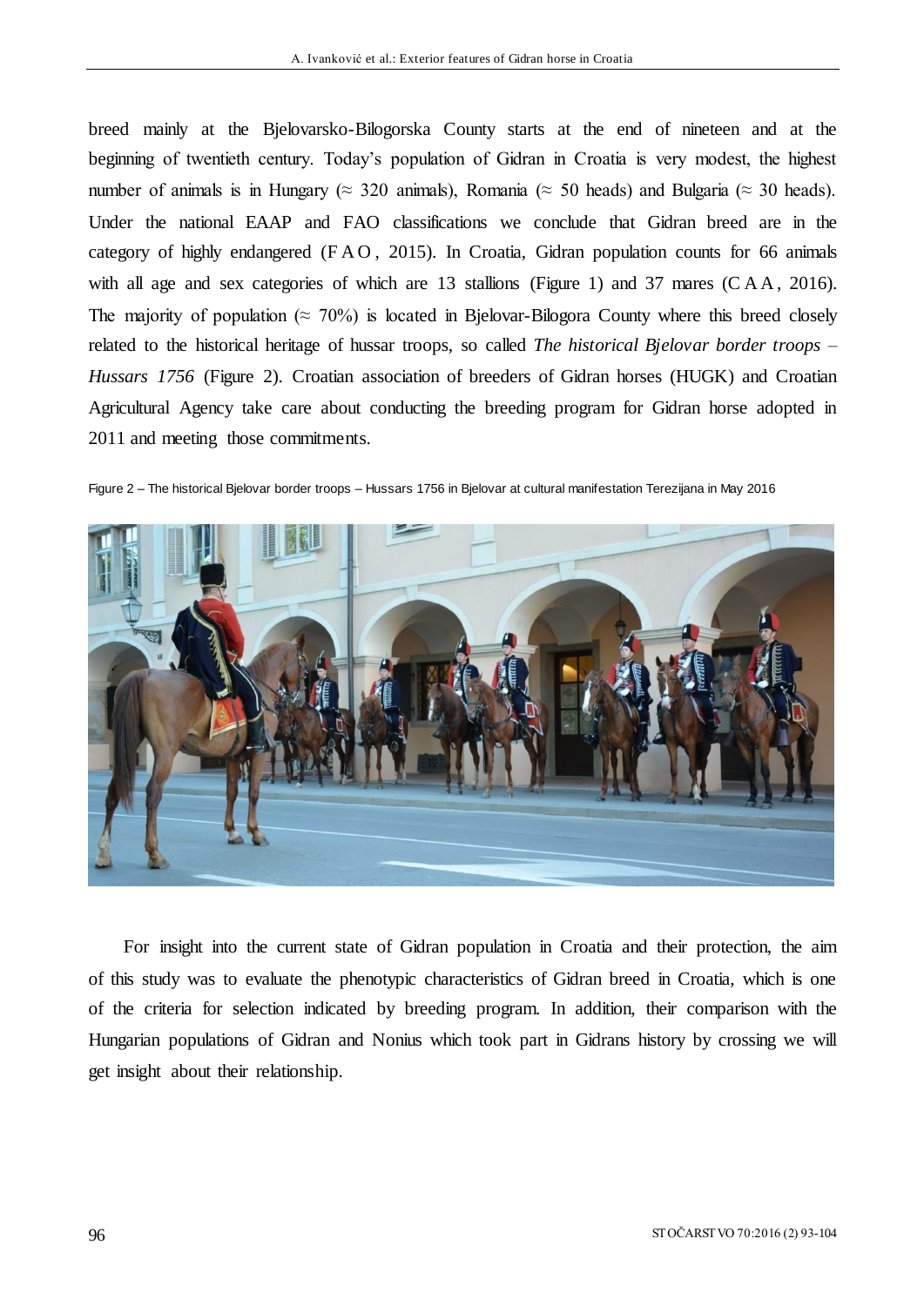breed mainly at the Bjelovarsko-Bilogorska County starts at the end of nineteen and at the beginning of twentieth century. Today's population of Gidran in Croatia is very modest, the highest number of animals is in Hungary (≈ 320 animals), Romania (≈ 50 heads) and Bulgaria (≈ 30 heads). Under the national EAAP and FAO classifications we conclude that Gidran breed are in the category of highly endangered (F A O , 2015). In Croatia, Gidran population counts for 66 animals with all age and sex categories of which are 13 stallions (Figure 1) and 37 mares (C A A , 2016). The majority of population (≈ 70%) is located in Bjelovar-Bilogora County where this breed closely related to the historical heritage of hussar troops, so called *The historical Bjelovar border troops – Hussars 1756* (Figure 2). Croatian association of breeders of Gidran horses (HUGK) and Croatian Agricultural Agency take care about conducting the breeding program for Gidran horse adopted in 2011 and meeting those commitments.

Figure 2 – The historical Bjelovar border troops – Hussars 1756 in Bjelovar at cultural manifestation Terezijana in May 2016

For insight into the current state of Gidran population in Croatia and their protection, the aim of this study was to evaluate the phenotypic characteristics of Gidran breed in Croatia, which is one of the criteria for selection indicated by breeding program. In addition, their comparison with the Hungarian populations of Gidran and Nonius which took part in Gidrans history by crossing we will get insight about their relationship.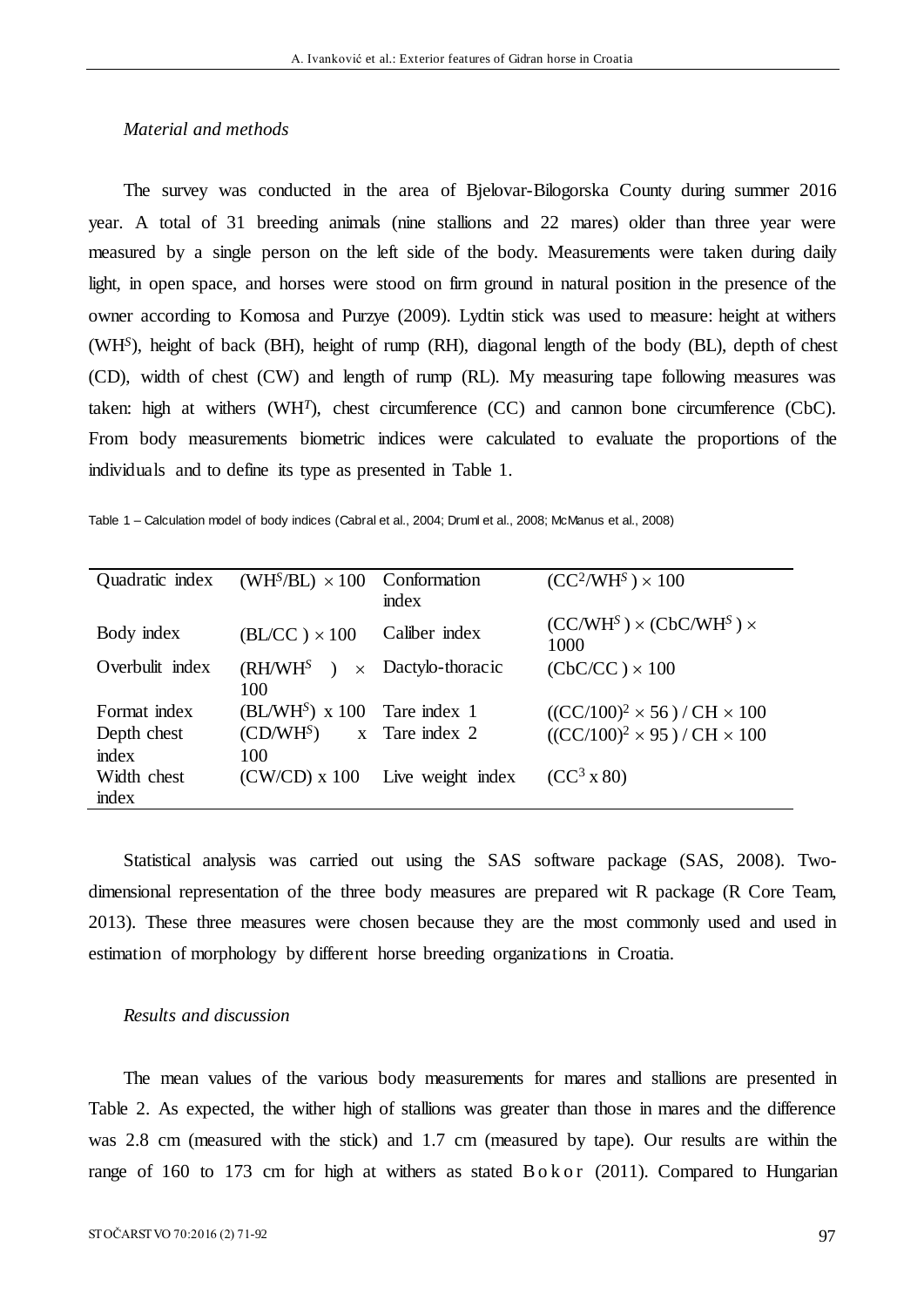*Material and methods*

The survey was conducted in the area of Bjelovar-Bilogorska County during summer 2016 year. A total of 31 breeding animals (nine stallions and 22 mares) older than three year were measured by a single person on the left side of the body. Measurements were taken during daily light, in open space, and horses were stood on firm ground in natural position in the presence of the owner according to Komosa and Purzye (2009). Lydtin stick was used to measure: height at withers ($WH^S$), height of back (BH), height of rump (RH), diagonal length of the body (BL), depth of chest (CD), width of chest (CW) and length of rump (RL). My measuring tape following measures was taken: high at withers ($WH^T$), chest circumference (CC) and cannon bone circumference (CbC). From body measurements biometric indices were calculated to evaluate the proportions of the individuals and to define its type as presented in Table 1.

Table 1 – Calculation model of body indices (Cabral et al., 2004; Druml et al., 2008; McManus et al., 2008)

| | | | |
|---|---|---|---|
| Quadratic index | $(WH^S/BL) \times 100$ | Conformation index | $(CC^2/WH^S) \times 100$ |
| Body index | $(BL/CC) \times 100$ | Caliber index | $(CC/WH^S) \times (CbC/WH^S) \times 1000$ |
| Overbulit index | $(RH/WH^S) \times 100$ | Dactylo-thoracic | $(CbC/CC) \times 100$ |
| Format index | $(BL/WH^S) \times 100$ | Tare index 1 | $((CC/100)^2 \times 56) / CH \times 100$ |
| Depth chest index | $(CD/WH^S) \times 100$ | Tare index 2 | $((CC/100)^2 \times 95) / CH \times 100$ |
| Width chest index | $(CW/CD) \times 100$ | Live weight index | $(CC^3 \times 80)$ |

Statistical analysis was carried out using the SAS software package (SAS, 2008). Two-dimensional representation of the three body measures are prepared wit R package (R Core Team, 2013). These three measures were chosen because they are the most commonly used and used in estimation of morphology by different horse breeding organizations in Croatia.

*Results and discussion*

The mean values of the various body measurements for mares and stallions are presented in Table 2. As expected, the wither high of stallions was greater than those in mares and the difference was 2.8 cm (measured with the stick) and 1.7 cm (measured by tape). Our results are within the range of 160 to 173 cm for high at withers as stated Bokor (2011). Compared to Hungarian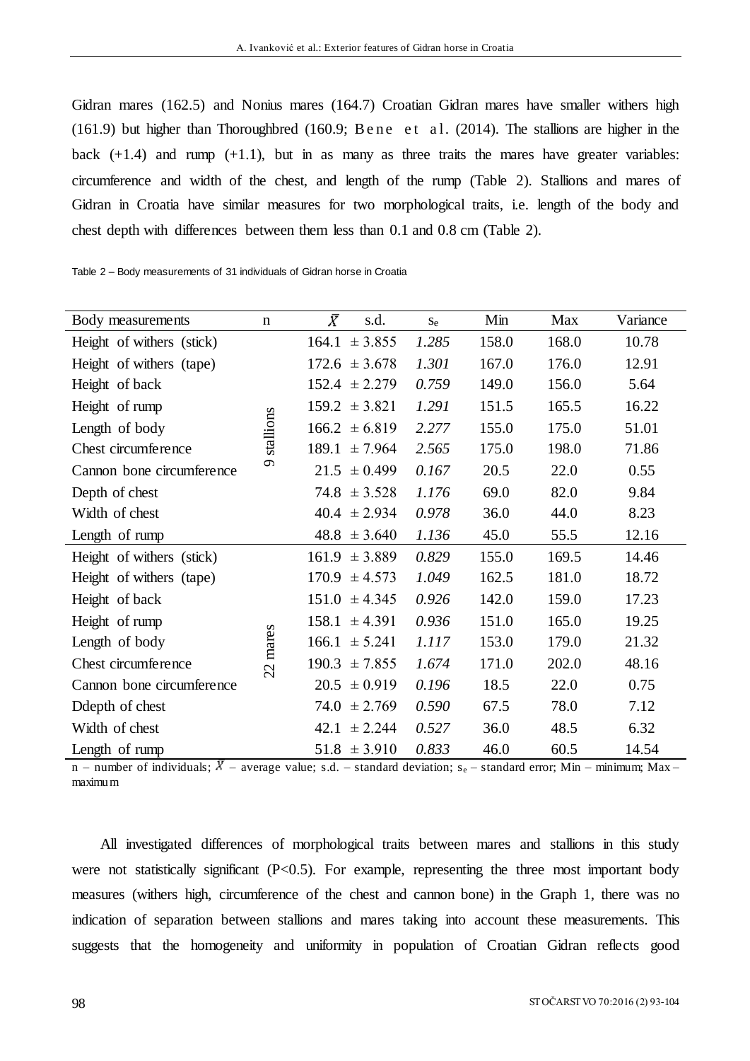Gidran mares (162.5) and Nonius mares (164.7) Croatian Gidran mares have smaller withers high (161.9) but higher than Thoroughbred (160.9; Bene et al. (2014). The stallions are higher in the back (+1.4) and rump (+1.1), but in as many as three traits the mares have greater variables: circumference and width of the chest, and length of the rump (Table 2). Stallions and mares of Gidran in Croatia have similar measures for two morphological traits, i.e. length of the body and chest depth with differences between them less than 0.1 and 0.8 cm (Table 2).

Table 2 – Body measurements of 31 individuals of Gidran horse in Croatia

| Body measurements | n | $\bar{X}$ | s.d. | $s_e$ | Min | Max | Variance |
|---|---|---|---|---|---|---|---|
| Height of withers (stick) | 9 stallions | 164.1 | ± 3.855 | *1.285* | 158.0 | 168.0 | 10.78 |
| Height of withers (tape) | | 172.6 | ± 3.678 | *1.301* | 167.0 | 176.0 | 12.91 |
| Height of back | | 152.4 | ± 2.279 | *0.759* | 149.0 | 156.0 | 5.64 |
| Height of rump | | 159.2 | ± 3.821 | *1.291* | 151.5 | 165.5 | 16.22 |
| Length of body | | 166.2 | ± 6.819 | *2.277* | 155.0 | 175.0 | 51.01 |
| Chest circumference | | 189.1 | ± 7.964 | *2.565* | 175.0 | 198.0 | 71.86 |
| Cannon bone circumference | | 21.5 | ± 0.499 | *0.167* | 20.5 | 22.0 | 0.55 |
| Depth of chest | | 74.8 | ± 3.528 | *1.176* | 69.0 | 82.0 | 9.84 |
| Width of chest | | 40.4 | ± 2.934 | *0.978* | 36.0 | 44.0 | 8.23 |
| Length of rump | | 48.8 | ± 3.640 | *1.136* | 45.0 | 55.5 | 12.16 |
| Height of withers (stick) | 22 mares | 161.9 | ± 3.889 | *0.829* | 155.0 | 169.5 | 14.46 |
| Height of withers (tape) | | 170.9 | ± 4.573 | *1.049* | 162.5 | 181.0 | 18.72 |
| Height of back | | 151.0 | ± 4.345 | *0.926* | 142.0 | 159.0 | 17.23 |
| Height of rump | | 158.1 | ± 4.391 | *0.936* | 151.0 | 165.0 | 19.25 |
| Length of body | | 166.1 | ± 5.241 | *1.117* | 153.0 | 179.0 | 21.32 |
| Chest circumference | | 190.3 | ± 7.855 | *1.674* | 171.0 | 202.0 | 48.16 |
| Cannon bone circumference | | 20.5 | ± 0.919 | *0.196* | 18.5 | 22.0 | 0.75 |
| Ddepth of chest | | 74.0 | ± 2.769 | *0.590* | 67.5 | 78.0 | 7.12 |
| Width of chest | | 42.1 | ± 2.244 | *0.527* | 36.0 | 48.5 | 6.32 |
| Length of rump | | 51.8 | ± 3.910 | *0.833* | 46.0 | 60.5 | 14.54 |

n – number of individuals; $\bar{X}$ – average value; s.d. – standard deviation; $s_e$ – standard error; Min – minimum; Max – maximum

All investigated differences of morphological traits between mares and stallions in this study were not statistically significant ($P<0.5$). For example, representing the three most important body measures (withers high, circumference of the chest and cannon bone) in the Graph 1, there was no indication of separation between stallions and mares taking into account these measurements. This suggests that the homogeneity and uniformity in population of Croatian Gidran reflects good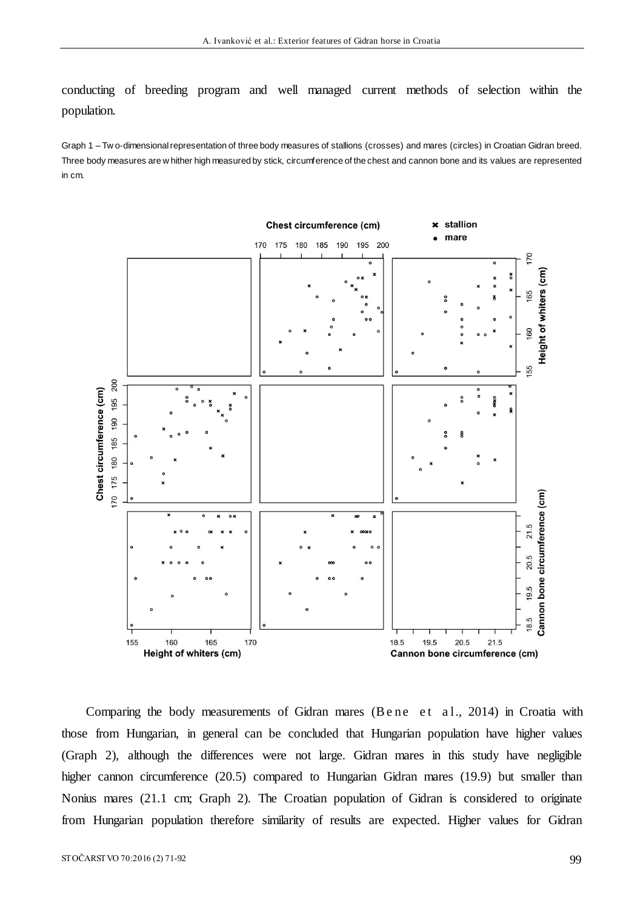conducting of breeding program and well managed current methods of selection within the population.

Graph 1 – Two-dimensional representation of three body measures of stallions (crosses) and mares (circles) in Croatian Gidran breed. Three body measures are whither high measured by stick, circumference of the chest and cannon bone and its values are represented in cm.

Comparing the body measurements of Gidran mares (Bene et al., 2014) in Croatia with those from Hungarian, in general can be concluded that Hungarian population have higher values (Graph 2), although the differences were not large. Gidran mares in this study have negligible higher cannon circumference (20.5) compared to Hungarian Gidran mares (19.9) but smaller than Nonius mares (21.1 cm; Graph 2). The Croatian population of Gidran is considered to originate from Hungarian population therefore similarity of results are expected. Higher values for Gidran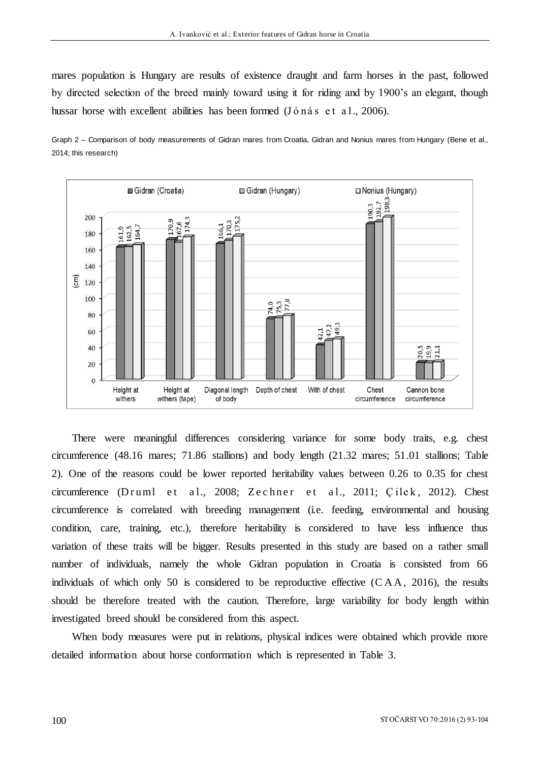mares population is Hungary are results of existence draught and farm horses in the past, followed by directed selection of the breed mainly toward using it for riding and by 1900's an elegant, though hussar horse with excellent abilities has been formed (Jónás et al., 2006).

Graph 2 – Comparison of body measurements of Gidran mares from Croatia, Gidran and Nonius mares from Hungary (Bene et al., 2014; this research)

| (cm) | Gidran (Croatia) | Gidran (Hungary) | Nonius (Hungary) |
|---|---|---|---|
| Height at withers | 161,9 | 162,5 | 164,7 |
| Height at withers (tape) | 170,9 | 167,6 | 174,3 |
| Diagonal length of body | 166,1 | 170,3 | 175,2 |
| Depth of chest | 74,0 | 75,3 | 77,8 |
| With of chest | 42,1 | 47,2 | 49,1 |
| Chest circumference | 190,3 | 192,7 | 198,3 |
| Cannon bone circumference | 20,5 | 19,9 | 21,1 |

There were meaningful differences considering variance for some body traits, e.g. chest circumference (48.16 mares; 71.86 stallions) and body length (21.32 mares; 51.01 stallions; Table 2). One of the reasons could be lower reported heritability values between 0.26 to 0.35 for chest circumference (Druml et al., 2008; Zechner et al., 2011; Çilek, 2012). Chest circumference is correlated with breeding management (i.e. feeding, environmental and housing condition, care, training, etc.), therefore heritability is considered to have less influence thus variation of these traits will be bigger. Results presented in this study are based on a rather small number of individuals, namely the whole Gidran population in Croatia is consisted from 66 individuals of which only 50 is considered to be reproductive effective (CAA, 2016), the results should be therefore treated with the caution. Therefore, large variability for body length within investigated breed should be considered from this aspect.

When body measures were put in relations, physical indices were obtained which provide more detailed information about horse conformation which is represented in Table 3.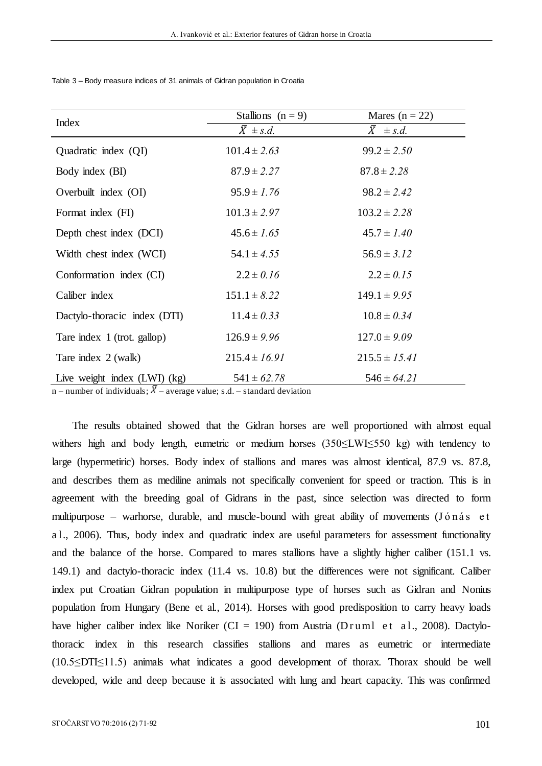Table 3 – Body measure indices of 31 animals of Gidran population in Croatia

| Index | Stallions (n = 9) | Mares (n = 22) |
|---|---|---|
| | $\bar{X}$ ± *s.d.* | $\bar{X}$ ± *s.d.* |
| Quadratic index (QI) | 101.4 ± *2.63* | 99.2 ± *2.50* |
| Body index (BI) | 87.9 ± *2.27* | 87.8 ± *2.28* |
| Overbuilt index (OI) | 95.9 ± *1.76* | 98.2 ± *2.42* |
| Format index (FI) | 101.3 ± *2.97* | 103.2 ± *2.28* |
| Depth chest index (DCI) | 45.6 ± *1.65* | 45.7 ± *1.40* |
| Width chest index (WCI) | 54.1 ± *4.55* | 56.9 ± *3.12* |
| Conformation index (CI) | 2.2 ± *0.16* | 2.2 ± *0.15* |
| Caliber index | 151.1 ± *8.22* | 149.1 ± *9.95* |
| Dactylo-thoracic index (DTI) | 11.4 ± *0.33* | 10.8 ± *0.34* |
| Tare index 1 (trot. gallop) | 126.9 ± *9.96* | 127.0 ± *9.09* |
| Tare index 2 (walk) | 215.4 ± *16.91* | 215.5 ± *15.41* |
| Live weight index (LWI) (kg) | 541 ± *62.78* | 546 ± *64.21* |

n – number of individuals; $\bar{X}$ – average value; s.d. – standard deviation

The results obtained showed that the Gidran horses are well proportioned with almost equal withers high and body length, eumetric or medium horses (350≤LWI≤550 kg) with tendency to large (hypermetiric) horses. Body index of stallions and mares was almost identical, 87.9 vs. 87.8, and describes them as mediline animals not specifically convenient for speed or traction. This is in agreement with the breeding goal of Gidrans in the past, since selection was directed to form multipurpose – warhorse, durable, and muscle-bound with great ability of movements (Jónás et al., 2006). Thus, body index and quadratic index are useful parameters for assessment functionality and the balance of the horse. Compared to mares stallions have a slightly higher caliber (151.1 vs. 149.1) and dactylo-thoracic index (11.4 vs. 10.8) but the differences were not significant. Caliber index put Croatian Gidran population in multipurpose type of horses such as Gidran and Nonius population from Hungary (Bene et al., 2014). Horses with good predisposition to carry heavy loads have higher caliber index like Noriker (CI = 190) from Austria (Druml et al., 2008). Dactylo-thoracic index in this research classifies stallions and mares as eumetric or intermediate (10.5≤DTI≤11.5) animals what indicates a good development of thorax. Thorax should be well developed, wide and deep because it is associated with lung and heart capacity. This was confirmed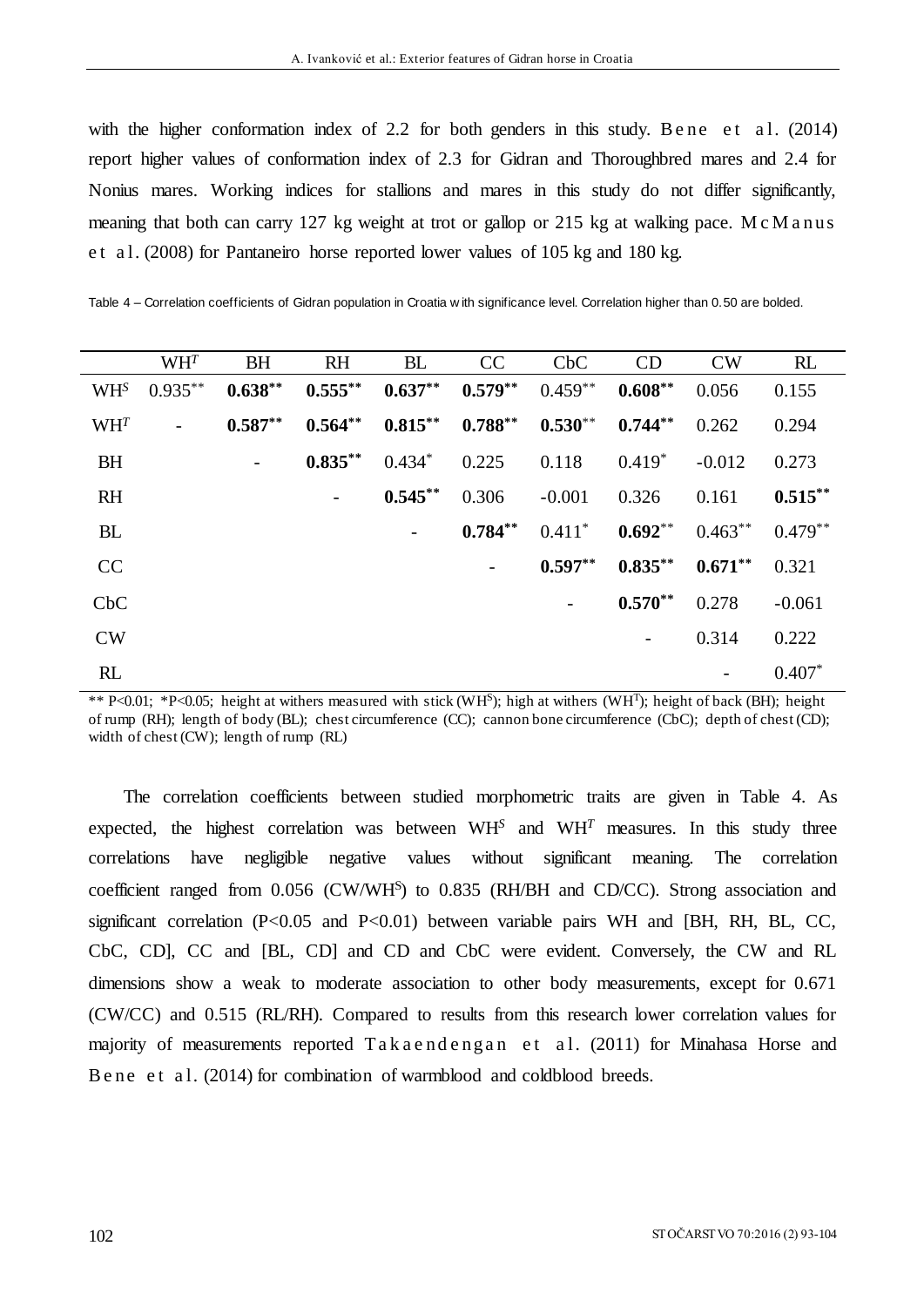with the higher conformation index of 2.2 for both genders in this study. Bene et al. (2014) report higher values of conformation index of 2.3 for Gidran and Thoroughbred mares and 2.4 for Nonius mares. Working indices for stallions and mares in this study do not differ significantly, meaning that both can carry 127 kg weight at trot or gallop or 215 kg at walking pace. McManus et al. (2008) for Pantaneiro horse reported lower values of 105 kg and 180 kg.

Table 4 – Correlation coefficients of Gidran population in Croatia with significance level. Correlation higher than 0.50 are bolded.

| | $WH^T$ | BH | RH | BL | CC | CbC | CD | CW | RL |
|---|---|---|---|---|---|---|---|---|---|
| $WH^S$ | $0.935^{**}$ | $\mathbf{0.638^{**}}$ | $\mathbf{0.555^{**}}$ | $\mathbf{0.637^{**}}$ | $\mathbf{0.579^{**}}$ | $0.459^{**}$ | $\mathbf{0.608^{**}}$ | 0.056 | 0.155 |
| $WH^T$ | - | $\mathbf{0.587^{**}}$ | $\mathbf{0.564^{**}}$ | $\mathbf{0.815^{**}}$ | $\mathbf{0.788^{**}}$ | $\mathbf{0.530^{**}}$ | $\mathbf{0.744^{**}}$ | 0.262 | 0.294 |
| BH | | - | $\mathbf{0.835^{**}}$ | $0.434^{*}$ | 0.225 | 0.118 | $0.419^{*}$ | -0.012 | 0.273 |
| RH | | | - | $\mathbf{0.545^{**}}$ | 0.306 | -0.001 | 0.326 | 0.161 | $\mathbf{0.515^{**}}$ |
| BL | | | | - | $\mathbf{0.784^{**}}$ | $0.411^{*}$ | $\mathbf{0.692^{**}}$ | $0.463^{**}$ | $0.479^{**}$ |
| CC | | | | | - | $\mathbf{0.597^{**}}$ | $\mathbf{0.835^{**}}$ | $\mathbf{0.671^{**}}$ | 0.321 |
| CbC | | | | | | - | $\mathbf{0.570^{**}}$ | 0.278 | -0.061 |
| CW | | | | | | | - | 0.314 | 0.222 |
| RL | | | | | | | | - | $0.407^{*}$ |

** P<0.01; *P<0.05; height at withers measured with stick ($WH^S$); high at withers ($WH^T$); height of back (BH); height of rump (RH); length of body (BL); chest circumference (CC); cannon bone circumference (CbC); depth of chest (CD); width of chest (CW); length of rump (RL)

The correlation coefficients between studied morphometric traits are given in Table 4. As expected, the highest correlation was between $WH^S$ and $WH^T$ measures. In this study three correlations have negligible negative values without significant meaning. The correlation coefficient ranged from 0.056 (CW/$WH^S$) to 0.835 (RH/BH and CD/CC). Strong association and significant correlation (P<0.05 and P<0.01) between variable pairs WH and [BH, RH, BL, CC, CbC, CD], CC and [BL, CD] and CD and CbC were evident. Conversely, the CW and RL dimensions show a weak to moderate association to other body measurements, except for 0.671 (CW/CC) and 0.515 (RL/RH). Compared to results from this research lower correlation values for majority of measurements reported Takaendengan et al. (2011) for Minahasa Horse and Bene et al. (2014) for combination of warmblood and coldblood breeds.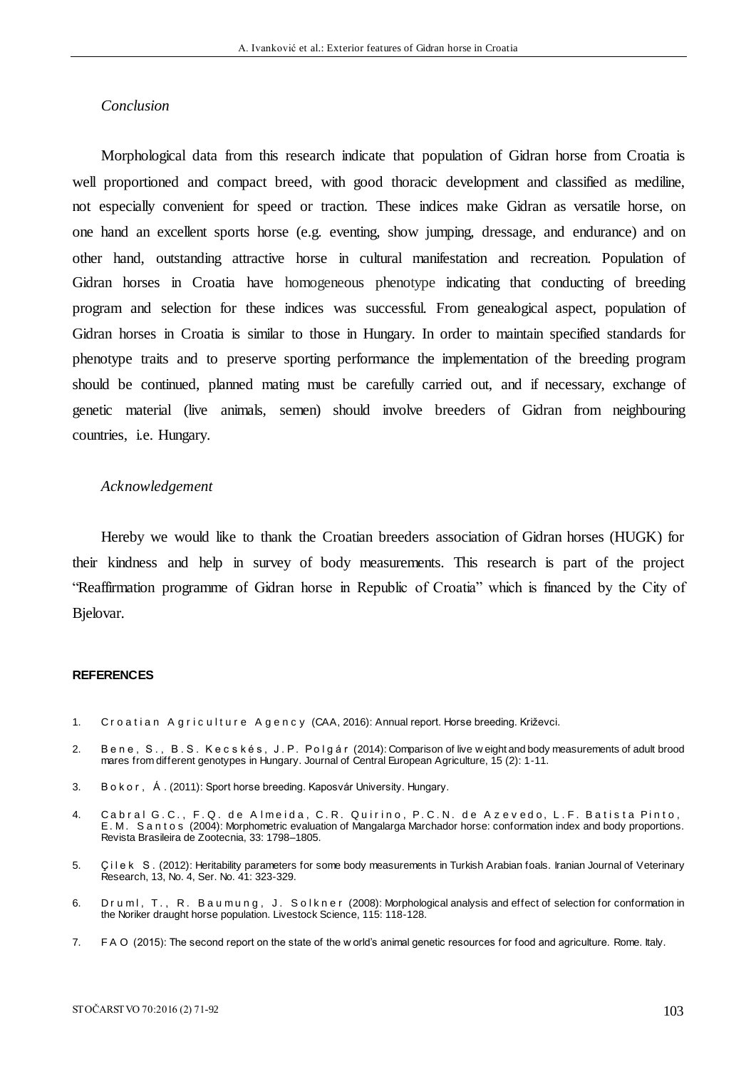*Conclusion*

Morphological data from this research indicate that population of Gidran horse from Croatia is well proportioned and compact breed, with good thoracic development and classified as mediline, not especially convenient for speed or traction. These indices make Gidran as versatile horse, on one hand an excellent sports horse (e.g. eventing, show jumping, dressage, and endurance) and on other hand, outstanding attractive horse in cultural manifestation and recreation. Population of Gidran horses in Croatia have homogeneous phenotype indicating that conducting of breeding program and selection for these indices was successful. From genealogical aspect, population of Gidran horses in Croatia is similar to those in Hungary. In order to maintain specified standards for phenotype traits and to preserve sporting performance the implementation of the breeding program should be continued, planned mating must be carefully carried out, and if necessary, exchange of genetic material (live animals, semen) should involve breeders of Gidran from neighbouring countries, i.e. Hungary.

*Acknowledgement*

Hereby we would like to thank the Croatian breeders association of Gidran horses (HUGK) for their kindness and help in survey of body measurements. This research is part of the project "Reaffirmation programme of Gidran horse in Republic of Croatia" which is financed by the City of Bjelovar.

**REFERENCES**

1. Croatian Agriculture Agency (CAA, 2016): Annual report. Horse breeding. Križevci.
2. Bene, S., B.S. Kecskés, J.P. Polgár (2014): Comparison of live weight and body measurements of adult brood mares from different genotypes in Hungary. Journal of Central European Agriculture, 15 (2): 1-11.
3. Bokor, Á. (2011): Sport horse breeding. Kaposvár University. Hungary.
4. Cabral G.C., F.Q. de Almeida, C.R. Quirino, P.C.N. de Azevedo, L.F. Batista Pinto, E.M. Santos (2004): Morphometric evaluation of Mangalarga Marchador horse: conformation index and body proportions. Revista Brasileira de Zootecnia, 33: 1798–1805.
5. Çilek S. (2012): Heritability parameters for some body measurements in Turkish Arabian foals. Iranian Journal of Veterinary Research, 13, No. 4, Ser. No. 41: 323-329.
6. Druml, T., R. Baumung, J. Solkner (2008): Morphological analysis and effect of selection for conformation in the Noriker draught horse population. Livestock Science, 115: 118-128.
7. FAO (2015): The second report on the state of the world's animal genetic resources for food and agriculture. Rome. Italy.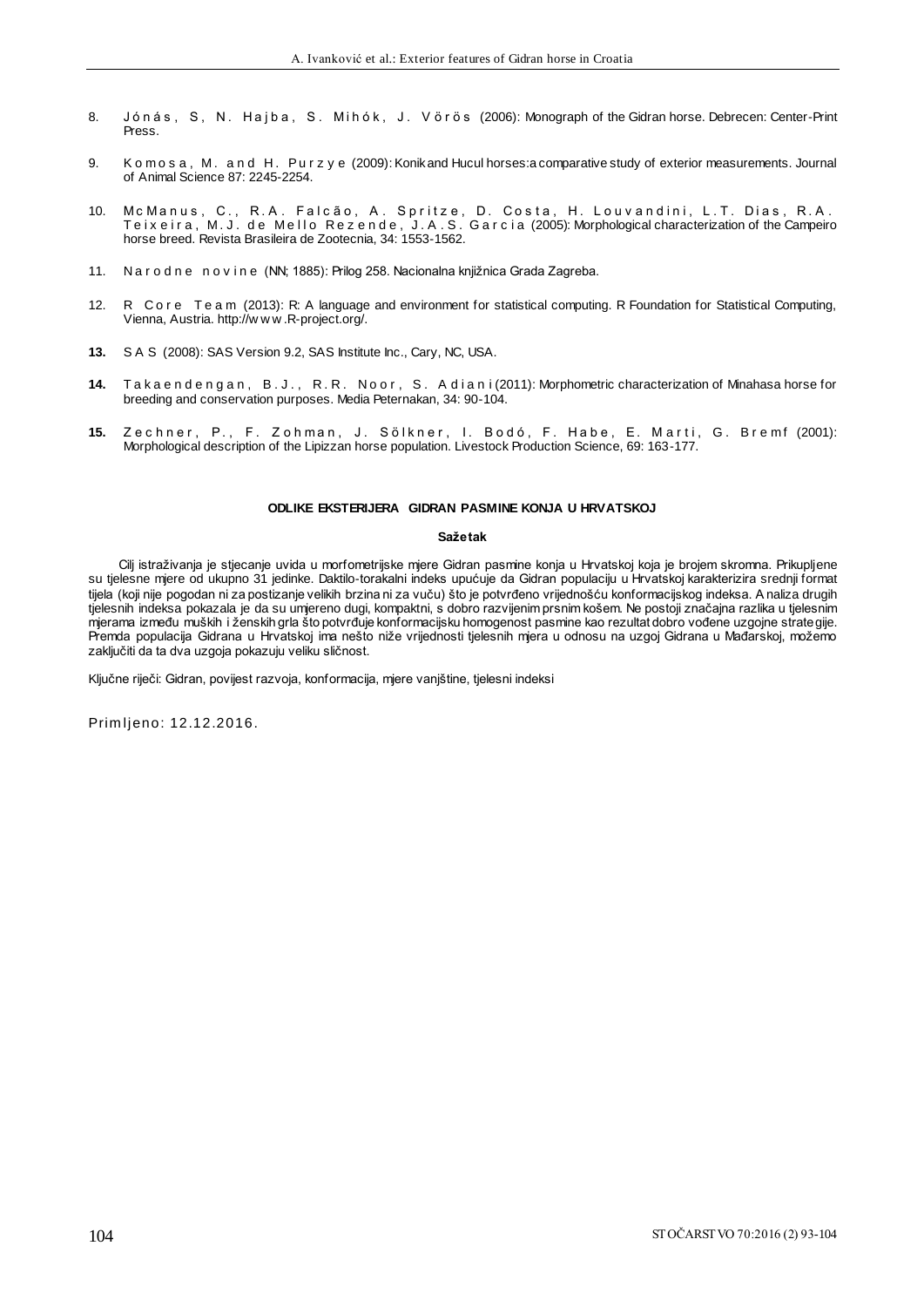8. Jónás, S, N. Hajba, S. Mihók, J. Vörös (2006): Monograph of the Gidran horse. Debrecen: Center-Print Press.

9. Komosa, M. and H. Purzye (2009): Konik and Hucul horses:a comparative study of exterior measurements. Journal of Animal Science 87: 2245-2254.

10. McManus, C., R.A. Falcão, A. Spritze, D. Costa, H. Louvandini, L.T. Dias, R.A. Teixeira, M.J. de Mello Rezende, J.A.S. Garcia (2005): Morphological characterization of the Campeiro horse breed. Revista Brasileira de Zootecnia, 34: 1553-1562.

11. Narodne novine (NN; 1885): Prilog 258. Nacionalna knjižnica Grada Zagreba.

12. R Core Team (2013): R: A language and environment for statistical computing. R Foundation for Statistical Computing, Vienna, Austria. http://www.R-project.org/.

13. SAS (2008): SAS Version 9.2, SAS Institute Inc., Cary, NC, USA.

14. Takaendengan, B.J., R.R. Noor, S. Adiani (2011): Morphometric characterization of Minahasa horse for breeding and conservation purposes. Media Peternakan, 34: 90-104.

15. Zechner, P., F. Zohman, J. Sölkner, I. Bodó, F. Habe, E. Marti, G. Bremf (2001): Morphological description of the Lipizzan horse population. Livestock Production Science, 69: 163-177.

## ODLIKE EKSTERIJERA GIDRAN PASMINE KONJA U HRVATSKOJ

### Sažetak

Cilj istraživanja je stjecanje uvida u morfometrijske mjere Gidran pasmine konja u Hrvatskoj koja je brojem skromna. Prikupljene su tjelesne mjere od ukupno 31 jedinke. Daktilo-torakalni indeks upućuje da Gidran populaciju u Hrvatskoj karakterizira srednji format tijela (koji nije pogodan ni za postizanje velikih brzina ni za vuču) što je potvrđeno vrijednošću konformacijskog indeksa. Analiza drugih tjelesnih indeksa pokazala je da su umjereno dugi, kompaktni, s dobro razvijenim prsnim košem. Ne postoji značajna razlika u tjelesnim mjerama između muških i ženskih grla što potvrđuje konformacijsku homogenost pasmine kao rezultat dobro vođene uzgojne strategije. Premda populacija Gidrana u Hrvatskoj ima nešto niže vrijednosti tjelesnih mjera u odnosu na uzgoj Gidrana u Mađarskoj, možemo zaključiti da ta dva uzgoja pokazuju veliku sličnost.

Ključne riječi: Gidran, povijest razvoja, konformacija, mjere vanjštine, tjelesni indeksi

Primljeno: 12.12.2016.